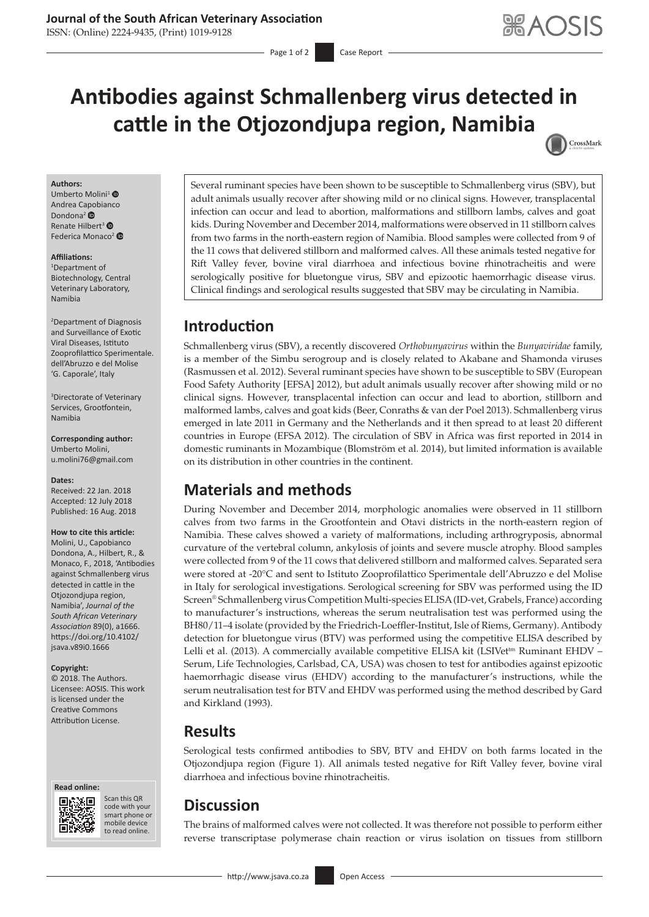# Antibodies against Schmallenberg virus detected in cattle in the Otjozondjupa region, Namibia

**Authors:**
Umberto Molini[1]
Andrea Capobianco Dondona[2]
Renate Hilbert[3]
Federica Monaco[2]

**Affiliations:**
[1]Department of Biotechnology, Central Veterinary Laboratory, Namibia

[2]Department of Diagnosis and Surveillance of Exotic Viral Diseases, Istituto Zooprofilattico Sperimentale. dell'Abruzzo e del Molise 'G. Caporale', Italy

[3]Directorate of Veterinary Services, Grootfontein, Namibia

**Corresponding author:**
Umberto Molini,
u.molini76@gmail.com

**Dates:**
Received: 22 Jan. 2018
Accepted: 12 July 2018
Published: 16 Aug. 2018

**How to cite this article:**
Molini, U., Capobianco Dondona, A., Hilbert, R., & Monaco, F., 2018, 'Antibodies against Schmallenberg virus detected in cattle in the Otjozondjupa region, Namibia', *Journal of the South African Veterinary Association* 89(0), a1666. https://doi.org/10.4102/jsava.v89i0.1666

**Copyright:**
© 2018. The Authors. Licensee: AOSIS. This work is licensed under the Creative Commons Attribution License.

Several ruminant species have been shown to be susceptible to Schmallenberg virus (SBV), but adult animals usually recover after showing mild or no clinical signs. However, transplacental infection can occur and lead to abortion, malformations and stillborn lambs, calves and goat kids. During November and December 2014, malformations were observed in 11 stillborn calves from two farms in the north-eastern region of Namibia. Blood samples were collected from 9 of the 11 cows that delivered stillborn and malformed calves. All these animals tested negative for Rift Valley fever, bovine viral diarrhoea and infectious bovine rhinotracheitis and were serologically positive for bluetongue virus, SBV and epizootic haemorrhagic disease virus. Clinical findings and serological results suggested that SBV may be circulating in Namibia.

## Introduction

Schmallenberg virus (SBV), a recently discovered *Orthobunyavirus* within the *Bunyaviridae* family, is a member of the Simbu serogroup and is closely related to Akabane and Shamonda viruses (Rasmussen et al. 2012). Several ruminant species have shown to be susceptible to SBV (European Food Safety Authority [EFSA] 2012), but adult animals usually recover after showing mild or no clinical signs. However, transplacental infection can occur and lead to abortion, stillborn and malformed lambs, calves and goat kids (Beer, Conraths & van der Poel 2013). Schmallenberg virus emerged in late 2011 in Germany and the Netherlands and it then spread to at least 20 different countries in Europe (EFSA 2012). The circulation of SBV in Africa was first reported in 2014 in domestic ruminants in Mozambique (Blomström et al. 2014), but limited information is available on its distribution in other countries in the continent.

## Materials and methods

During November and December 2014, morphologic anomalies were observed in 11 stillborn calves from two farms in the Grootfontein and Otavi districts in the north-eastern region of Namibia. These calves showed a variety of malformations, including arthrogryposis, abnormal curvature of the vertebral column, ankylosis of joints and severe muscle atrophy. Blood samples were collected from 9 of the 11 cows that delivered stillborn and malformed calves. Separated sera were stored at -20°C and sent to Istituto Zooprofilattico Sperimentale dell'Abruzzo e del Molise in Italy for serological investigations. Serological screening for SBV was performed using the ID Screen® Schmallenberg virus Competition Multi-species ELISA (ID-vet, Grabels, France) according to manufacturer's instructions, whereas the serum neutralisation test was performed using the BH80/11–4 isolate (provided by the Friedrich-Loeffler-Institut, Isle of Riems, Germany). Antibody detection for bluetongue virus (BTV) was performed using the competitive ELISA described by Lelli et al. (2013). A commercially available competitive ELISA kit (LSIVet™ Ruminant EHDV – Serum, Life Technologies, Carlsbad, CA, USA) was chosen to test for antibodies against epizootic haemorrhagic disease virus (EHDV) according to the manufacturer's instructions, while the serum neutralisation test for BTV and EHDV was performed using the method described by Gard and Kirkland (1993).

## Results

Serological tests confirmed antibodies to SBV, BTV and EHDV on both farms located in the Otjozondjupa region (Figure 1). All animals tested negative for Rift Valley fever, bovine viral diarrhoea and infectious bovine rhinotracheitis.

## Discussion

The brains of malformed calves were not collected. It was therefore not possible to perform either reverse transcriptase polymerase chain reaction or virus isolation on tissues from stillborn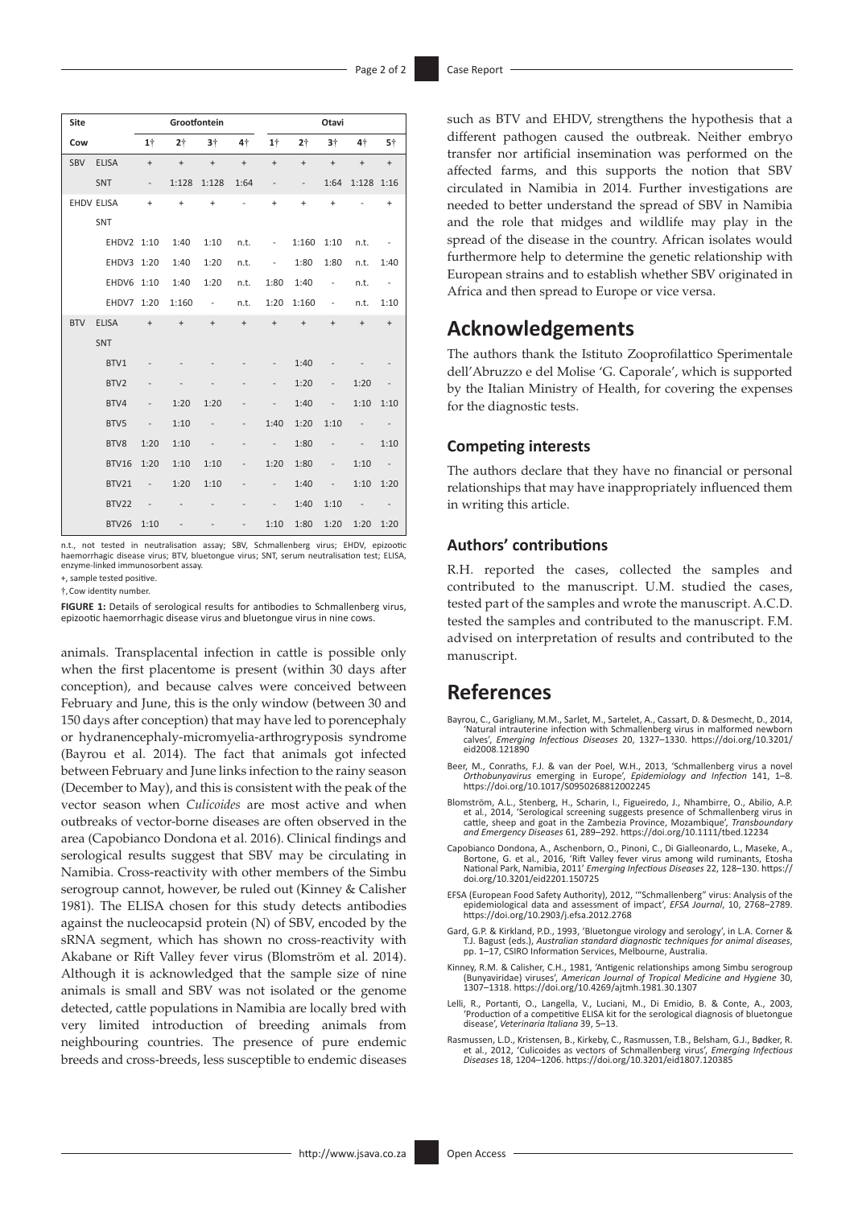| Site | | Grootfontein | | | | Otavi | | | | |
|---|---|---|---|---|---|---|---|---|---|---|
| Cow | | 1† | 2† | 3† | 4† | 1† | 2† | 3† | 4† | 5† |
| SBV | ELISA | + | + | + | + | + | + | + | + | + |
| | SNT | - | 1:128 | 1:128 | 1:64 | - | - | 1:64 | 1:128 | 1:16 |
| EHDV | ELISA | + | + | + | - | + | + | + | - | + |
| | SNT | | | | | | | | | |
| | EHDV2 | 1:10 | 1:40 | 1:10 | n.t. | - | 1:160 | 1:10 | n.t. | - |
| | EHDV3 | 1:20 | 1:40 | 1:20 | n.t. | - | 1:80 | 1:80 | n.t. | 1:40 |
| | EHDV6 | 1:10 | 1:40 | 1:20 | n.t. | 1:80 | 1:40 | - | n.t. | - |
| | EHDV7 | 1:20 | 1:160 | - | n.t. | 1:20 | 1:160 | - | n.t. | 1:10 |
| BTV | ELISA | + | + | + | + | + | + | + | + | + |
| | SNT | | | | | | | | | |
| | BTV1 | - | - | - | - | - | 1:40 | - | - | - |
| | BTV2 | - | - | - | - | - | 1:20 | - | 1:20 | - |
| | BTV4 | - | 1:20 | 1:20 | - | - | 1:40 | - | 1:10 | 1:10 |
| | BTV5 | - | 1:10 | - | - | 1:40 | 1:20 | 1:10 | - | - |
| | BTV8 | 1:20 | 1:10 | - | - | - | 1:80 | - | - | 1:10 |
| | BTV16 | 1:20 | 1:10 | 1:10 | - | 1:20 | 1:80 | - | 1:10 | - |
| | BTV21 | - | 1:20 | 1:10 | - | - | 1:40 | - | 1:10 | 1:20 |
| | BTV22 | - | - | - | - | - | 1:40 | 1:10 | - | - |
| | BTV26 | 1:10 | - | - | - | 1:10 | 1:80 | 1:20 | 1:20 | 1:20 |

n.t., not tested in neutralisation assay; SBV, Schmallenberg virus; EHDV, epizootic haemorrhagic disease virus; BTV, bluetongue virus; SNT, serum neutralisation test; ELISA, enzyme-linked immunosorbent assay.

+, sample tested positive.

†, Cow identity number.

**FIGURE 1:** Details of serological results for antibodies to Schmallenberg virus, epizootic haemorrhagic disease virus and bluetongue virus in nine cows.

animals. Transplacental infection in cattle is possible only when the first placentome is present (within 30 days after conception), and because calves were conceived between February and June, this is the only window (between 30 and 150 days after conception) that may have led to porencephaly or hydranencephaly-micromyelia-arthrogryposis syndrome (Bayrou et al. 2014). The fact that animals got infected between February and June links infection to the rainy season (December to May), and this is consistent with the peak of the vector season when *Culicoides* are most active and when outbreaks of vector-borne diseases are often observed in the area (Capobianco Dondona et al. 2016). Clinical findings and serological results suggest that SBV may be circulating in Namibia. Cross-reactivity with other members of the Simbu serogroup cannot, however, be ruled out (Kinney & Calisher 1981). The ELISA chosen for this study detects antibodies against the nucleocapsid protein (N) of SBV, encoded by the sRNA segment, which has shown no cross-reactivity with Akabane or Rift Valley fever virus (Blomström et al. 2014). Although it is acknowledged that the sample size of nine animals is small and SBV was not isolated or the genome detected, cattle populations in Namibia are locally bred with very limited introduction of breeding animals from neighbouring countries. The presence of pure endemic breeds and cross-breeds, less susceptible to endemic diseases such as BTV and EHDV, strengthens the hypothesis that a different pathogen caused the outbreak. Neither embryo transfer nor artificial insemination was performed on the affected farms, and this supports the notion that SBV circulated in Namibia in 2014. Further investigations are needed to better understand the spread of SBV in Namibia and the role that midges and wildlife may play in the spread of the disease in the country. African isolates would furthermore help to determine the genetic relationship with European strains and to establish whether SBV originated in Africa and then spread to Europe or vice versa.

## Acknowledgements

The authors thank the Istituto Zooprofilattico Sperimentale dell'Abruzzo e del Molise 'G. Caporale', which is supported by the Italian Ministry of Health, for covering the expenses for the diagnostic tests.

### Competing interests

The authors declare that they have no financial or personal relationships that may have inappropriately influenced them in writing this article.

### Authors' contributions

R.H. reported the cases, collected the samples and contributed to the manuscript. U.M. studied the cases, tested part of the samples and wrote the manuscript. A.C.D. tested the samples and contributed to the manuscript. F.M. advised on interpretation of results and contributed to the manuscript.

## References

Bayrou, C., Garigliany, M.M., Sarlet, M., Sartelet, A., Cassart, D. & Desmecht, D., 2014, 'Natural intrauterine infection with Schmallenberg virus in malformed newborn calves', *Emerging Infectious Diseases* 20, 1327–1330. https://doi.org/10.3201/eid2008.121890

Beer, M., Conraths, F.J. & van der Poel, W.H., 2013, 'Schmallenberg virus a novel *Orthobunyavirus* emerging in Europe', *Epidemiology and Infection* 141, 1–8. https://doi.org/10.1017/S0950268812002245

Blomström, A.L., Stenberg, H., Scharin, I., Figueiredo, J., Nhambirre, O., Abilio, A.P. et al., 2014, 'Serological screening suggests presence of Schmallenberg virus in cattle, sheep and goat in the Zambezia Province, Mozambique', *Transboundary and Emergency Diseases* 61, 289–292. https://doi.org/10.1111/tbed.12234

Capobianco Dondona, A., Aschenborn, O., Pinoni, C., Di Gialleonardo, L., Maseke, A., Bortone, G. et al., 2016, 'Rift Valley fever virus among wild ruminants, Etosha National Park, Namibia, 2011' *Emerging Infectious Diseases* 22, 128–130. https://doi.org/10.3201/eid2201.150725

EFSA (European Food Safety Authority), 2012, '"Schmallenberg" virus: Analysis of the epidemiological data and assessment of impact', *EFSA Journal*, 10, 2768–2789. https://doi.org/10.2903/j.efsa.2012.2768

Gard, G.P. & Kirkland, P.D., 1993, 'Bluetongue virology and serology', in L.A. Corner & T.J. Bagust (eds.), *Australian standard diagnostic techniques for animal diseases*, pp. 1–17, CSIRO Information Services, Melbourne, Australia.

Kinney, R.M. & Calisher, C.H., 1981, 'Antigenic relationships among Simbu serogroup (Bunyaviridae) viruses', *American Journal of Tropical Medicine and Hygiene* 30, 1307–1318. https://doi.org/10.4269/ajtmh.1981.30.1307

Lelli, R., Portanti, O., Langella, V., Luciani, M., Di Emidio, B. & Conte, A., 2003, 'Production of a competitive ELISA kit for the serological diagnosis of bluetongue disease', *Veterinaria Italiana* 39, 5–13.

Rasmussen, L.D., Kristensen, B., Kirkeby, C., Rasmussen, T.B., Belsham, G.J., Bødker, R. et al., 2012, 'Culicoides as vectors of Schmallenberg virus', *Emerging Infectious Diseases* 18, 1204–1206. https://doi.org/10.3201/eid1807.120385